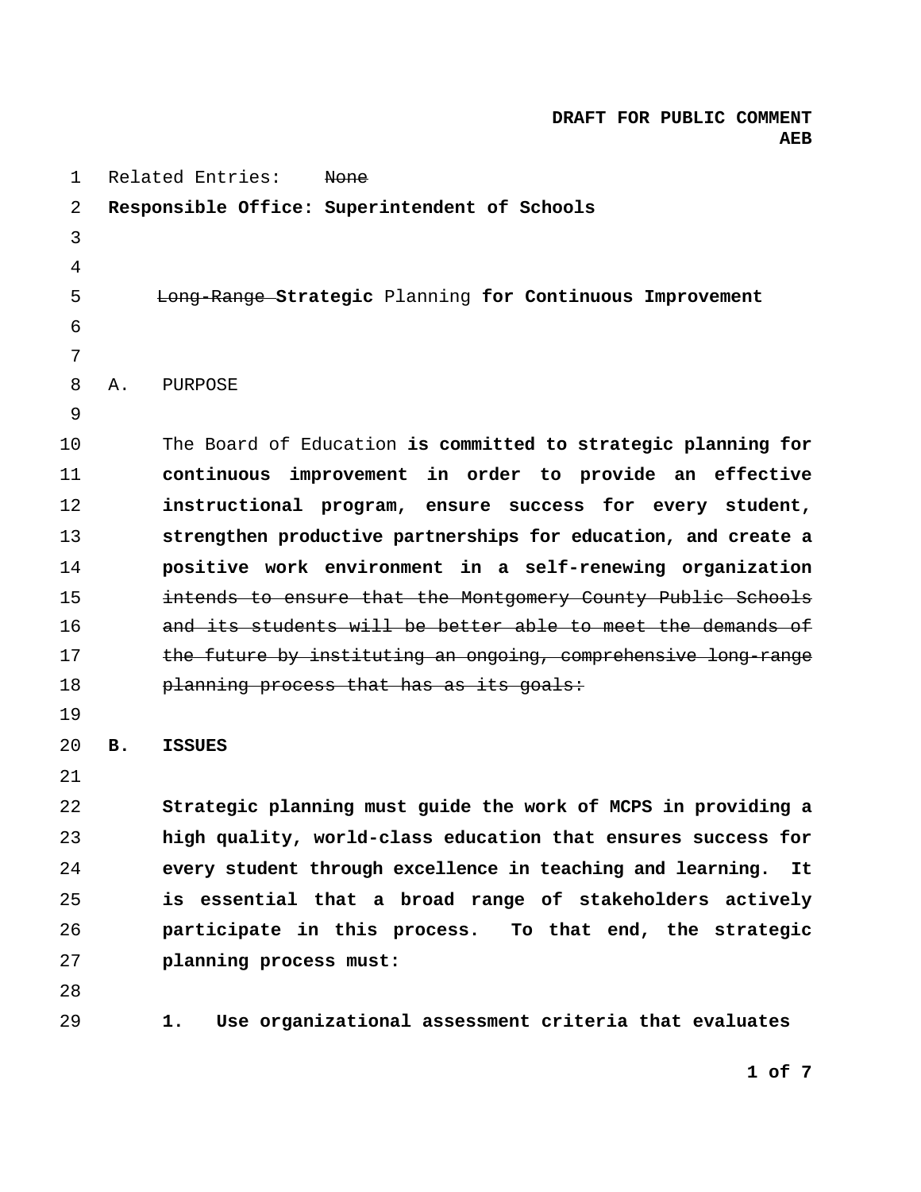**DRAFT FOR PUBLIC COMMENT**
**AEB**

Related Entries: ~~None~~

**Responsible Office: Superintendent of Schools**

# ~~Long-Range~~ **Strategic** Planning **for Continuous Improvement**

A. PURPOSE

The Board of Education **is committed to strategic planning for continuous improvement in order to provide an effective instructional program, ensure success for every student, strengthen productive partnerships for education, and create a positive work environment in a self-renewing organization** ~~intends to ensure that the Montgomery County Public Schools and its students will be better able to meet the demands of the future by instituting an ongoing, comprehensive long-range planning process that has as its goals:~~

**B. ISSUES**

**Strategic planning must guide the work of MCPS in providing a high quality, world-class education that ensures success for every student through excellence in teaching and learning. It is essential that a broad range of stakeholders actively participate in this process. To that end, the strategic planning process must:**

**1. Use organizational assessment criteria that evaluates**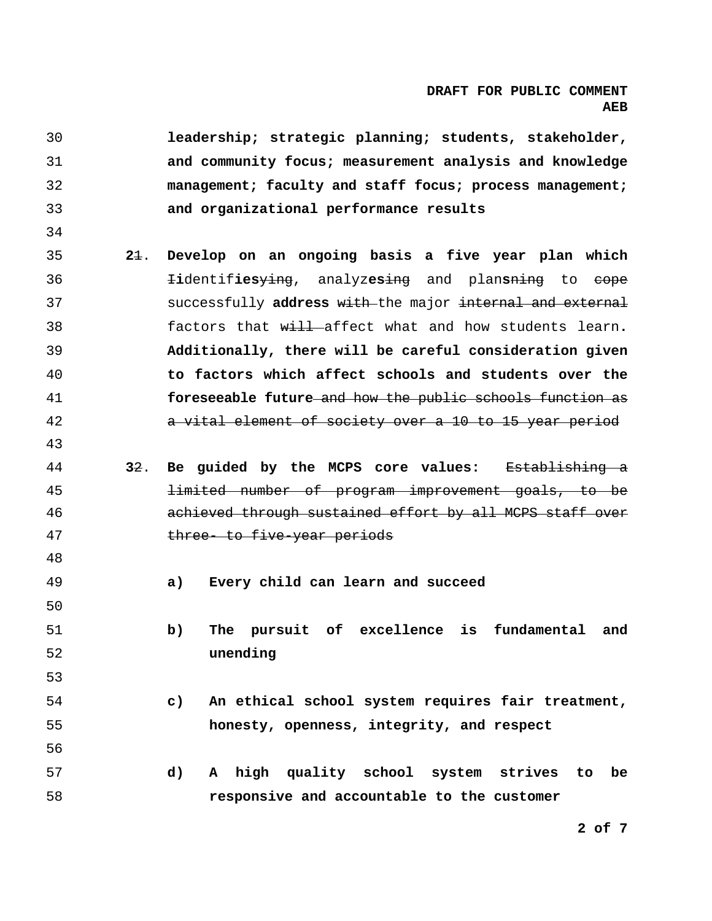**leadership; strategic planning; students, stakeholder, and community focus; measurement analysis and knowledge management; faculty and staff focus; process management; and organizational performance results**

**2**~~1~~. **Develop on an ongoing basis a five year plan which** ~~I~~**i**dentif**ies**~~ying~~, analyz**es**~~ing~~ and plan**s**~~ning~~ to ~~cope~~ successfully **address** ~~with~~ the major ~~internal and external~~ factors that ~~will~~ affect what and how students learn**. Additionally, there will be careful consideration given to factors which affect schools and students over the foreseeable future** ~~and how the public schools function as a vital element of society over a 10 to 15 year period~~

**3**~~2~~. **Be guided by the MCPS core values:** ~~Establishing a limited number of program improvement goals, to be achieved through sustained effort by all MCPS staff over three- to five-year periods~~

**a) Every child can learn and succeed**

**b) The pursuit of excellence is fundamental and unending**

**c) An ethical school system requires fair treatment, honesty, openness, integrity, and respect**

**d) A high quality school system strives to be responsive and accountable to the customer**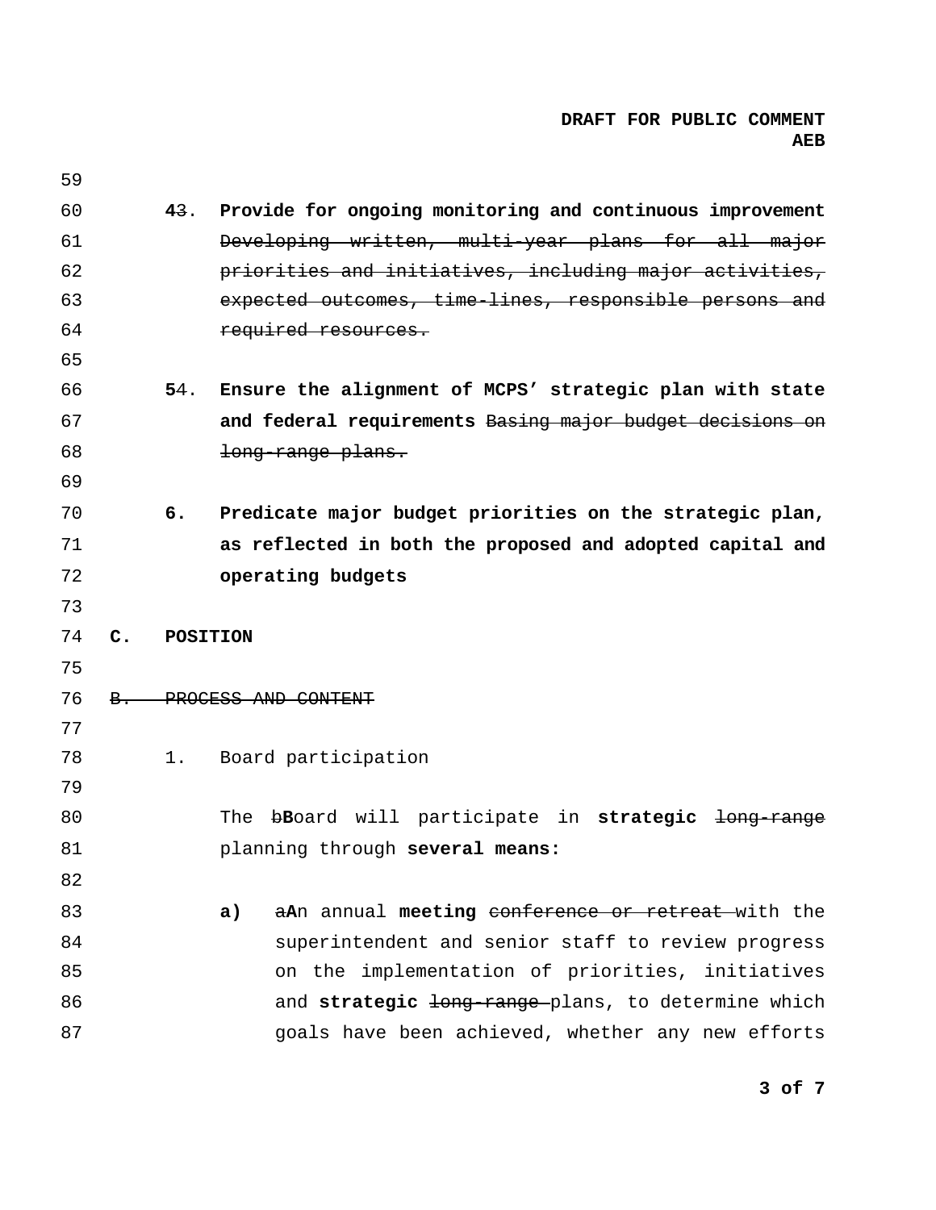**4**~~3~~. **Provide for ongoing monitoring and continuous improvement** ~~Developing written, multi-year plans for all major priorities and initiatives, including major activities, expected outcomes, time-lines, responsible persons and required resources.~~

**5**~~4~~. **Ensure the alignment of MCPS' strategic plan with state and federal requirements** ~~Basing major budget decisions on long-range plans.~~

**6. Predicate major budget priorities on the strategic plan, as reflected in both the proposed and adopted capital and operating budgets**

**C. POSITION**

~~B. PROCESS AND CONTENT~~

1. Board participation

   The ~~b~~**B**oard will participate in **strategic** ~~long-range~~ planning through **several means:**

   **a)** ~~a~~**A**n annual **meeting** ~~conference or retreat~~ with the superintendent and senior staff to review progress on the implementation of priorities, initiatives and **strategic** ~~long-range~~ plans, to determine which goals have been achieved, whether any new efforts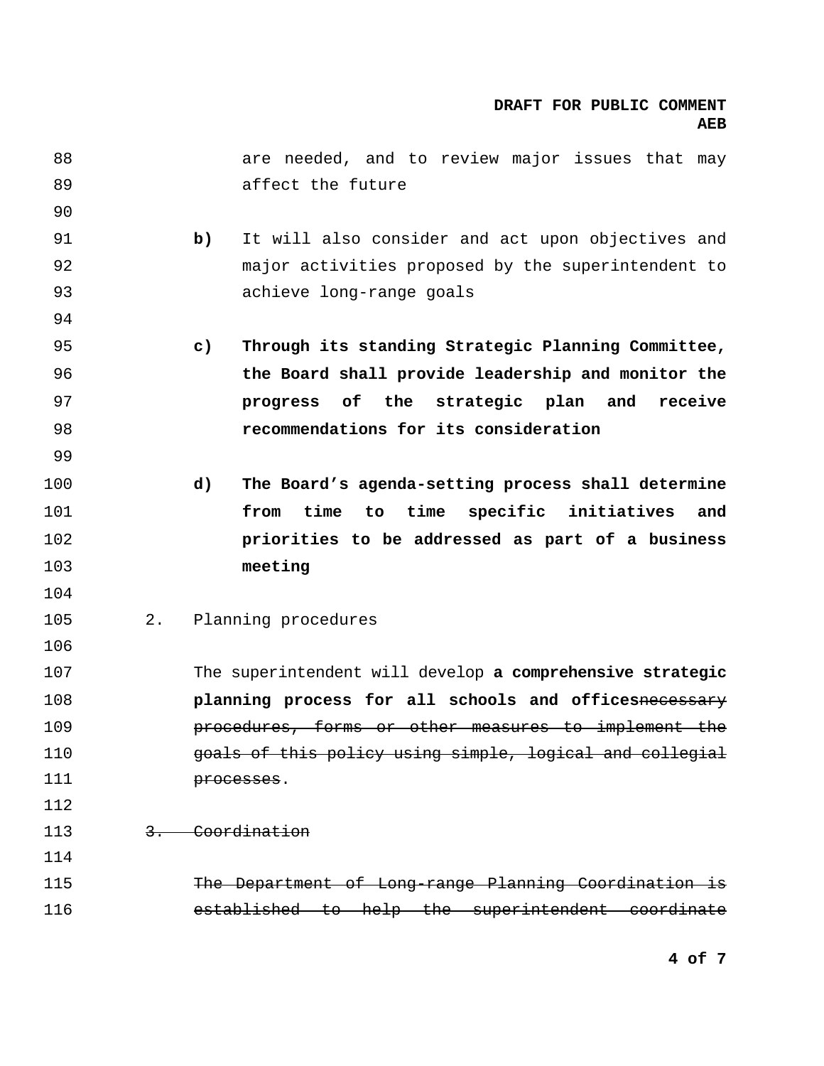are needed, and to review major issues that may affect the future

**b)** It will also consider and act upon objectives and major activities proposed by the superintendent to achieve long-range goals

**c)** **Through its standing Strategic Planning Committee, the Board shall provide leadership and monitor the progress of the strategic plan and receive recommendations for its consideration**

**d)** **The Board's agenda-setting process shall determine from time to time specific initiatives and priorities to be addressed as part of a business meeting**

2. Planning procedures

The superintendent will develop **a comprehensive strategic planning process for all schools and offices**~~necessary procedures, forms or other measures to implement the goals of this policy using simple, logical and collegial processes~~.

~~3. Coordination~~

~~The Department of Long-range Planning Coordination is established to help the superintendent coordinate~~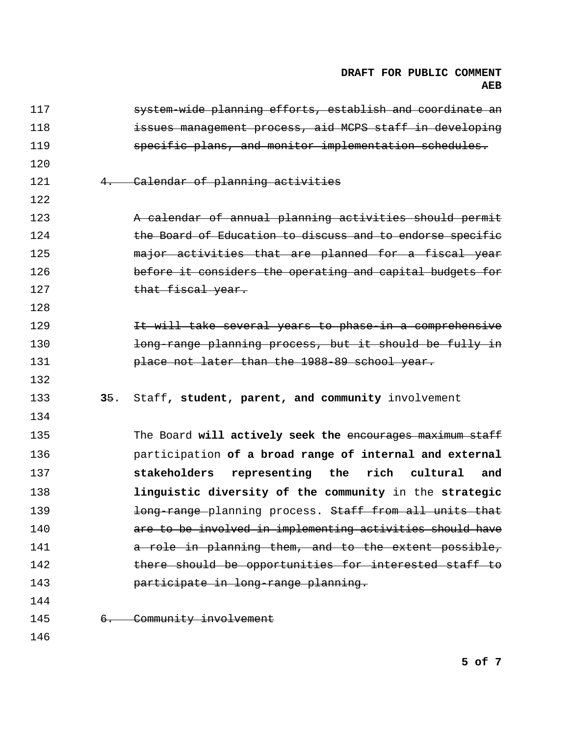117 ~~system-wide planning efforts, establish and coordinate an~~
118 ~~issues management process, aid MCPS staff in developing~~
119 ~~specific plans, and monitor implementation schedules.~~
120
121 ~~4. Calendar of planning activities~~
122
123 ~~A calendar of annual planning activities should permit~~
124 ~~the Board of Education to discuss and to endorse specific~~
125 ~~major activities that are planned for a fiscal year~~
126 ~~before it considers the operating and capital budgets for~~
127 ~~that fiscal year.~~
128
129 ~~It will take several years to phase-in a comprehensive~~
130 ~~long-range planning process, but it should be fully in~~
131 ~~place not later than the 1988-89 school year.~~
132
133 **3**~~5~~. Staff**, student, parent, and community** involvement
134
135 The Board **will actively seek the** ~~encourages maximum staff~~
136 participation **of a broad range of internal and external**
137 **stakeholders representing the rich cultural and**
138 **linguistic diversity of the community** in the **strategic**
139 ~~long-range~~ planning process. ~~Staff from all units that~~
140 ~~are to be involved in implementing activities should have~~
141 ~~a role in planning them, and to the extent possible,~~
142 ~~there should be opportunities for interested staff to~~
143 ~~participate in long-range planning.~~
144
145 ~~6. Community involvement~~
146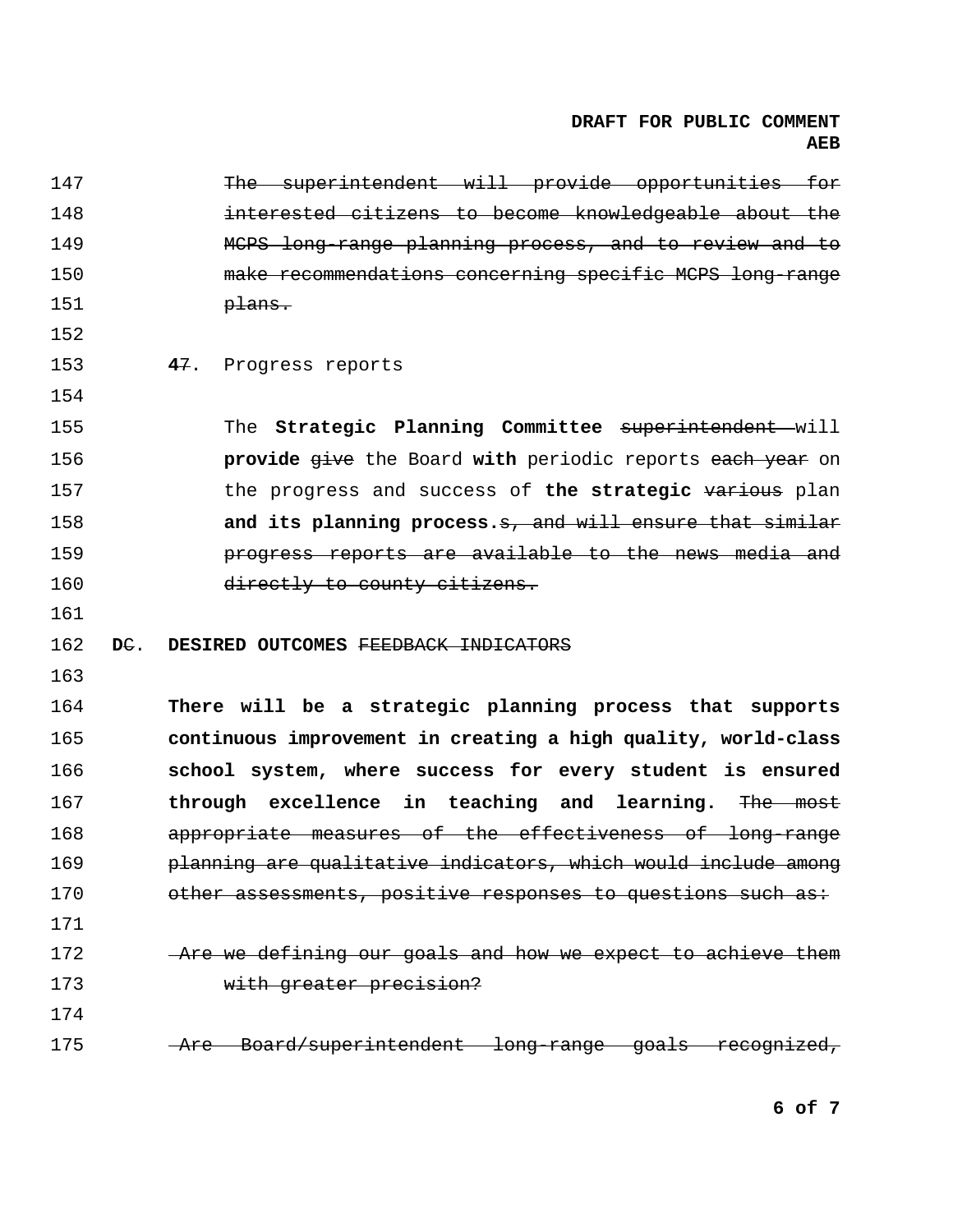~~The superintendent will provide opportunities for interested citizens to become knowledgeable about the MCPS long-range planning process, and to review and to make recommendations concerning specific MCPS long-range plans.~~

**4**~~7~~. Progress reports

The **Strategic Planning Committee** ~~superintendent~~ will **provide** ~~give~~ the Board **with** periodic reports ~~each year~~ on the progress and success of **the strategic** ~~various~~ plan **and its planning process.**~~s, and will ensure that similar progress reports are available to the news media and directly to county citizens.~~

**D**~~C~~. **DESIRED OUTCOMES** ~~FEEDBACK INDICATORS~~

**There will be a strategic planning process that supports continuous improvement in creating a high quality, world-class school system, where success for every student is ensured through excellence in teaching and learning.** ~~The most appropriate measures of the effectiveness of long-range planning are qualitative indicators, which would include among other assessments, positive responses to questions such as:~~

~~Are we defining our goals and how we expect to achieve them with greater precision?~~

~~Are Board/superintendent long-range goals recognized,~~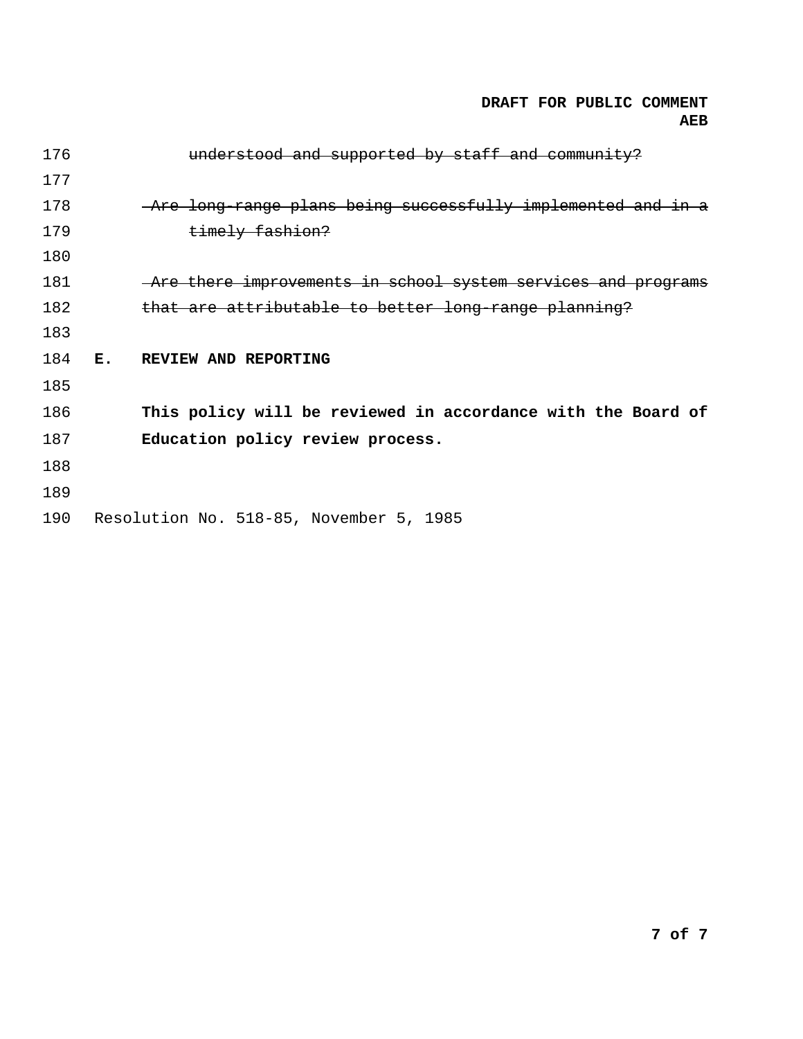~~understood and supported by staff and community?~~

~~Are long-range plans being successfully implemented and in a timely fashion?~~

~~Are there improvements in school system services and programs that are attributable to better long-range planning?~~

**E. REVIEW AND REPORTING**

**This policy will be reviewed in accordance with the Board of Education policy review process.**

Resolution No. 518-85, November 5, 1985